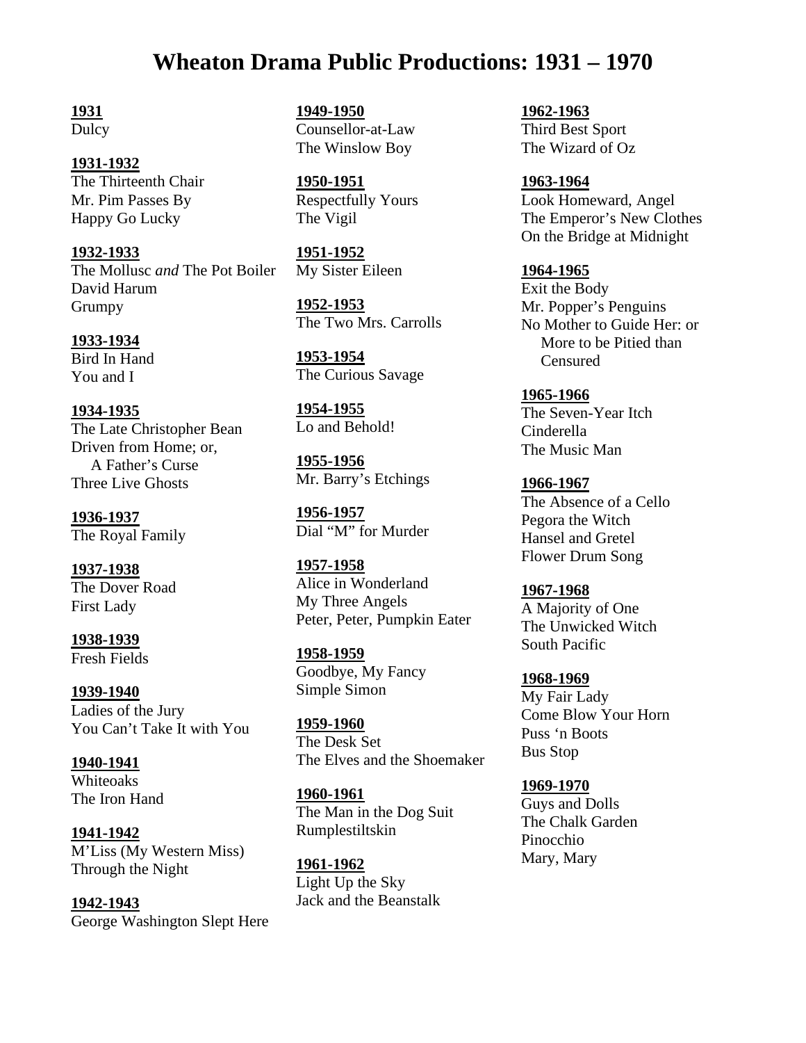# Wheaton Drama Public Productions: 1931 – 1970

**1931**
Dulcy

**1931-1932**
The Thirteenth Chair
Mr. Pim Passes By
Happy Go Lucky

**1932-1933**
The Mollusc *and* The Pot Boiler
David Harum
Grumpy

**1933-1934**
Bird In Hand
You and I

**1934-1935**
The Late Christopher Bean
Driven from Home; or,
A Father's Curse
Three Live Ghosts

**1936-1937**
The Royal Family

**1937-1938**
The Dover Road
First Lady

**1938-1939**
Fresh Fields

**1939-1940**
Ladies of the Jury
You Can't Take It with You

**1940-1941**
Whiteoaks
The Iron Hand

**1941-1942**
M'Liss (My Western Miss)
Through the Night

**1942-1943**
George Washington Slept Here

**1949-1950**
Counsellor-at-Law
The Winslow Boy

**1950-1951**
Respectfully Yours
The Vigil

**1951-1952**
My Sister Eileen

**1952-1953**
The Two Mrs. Carrolls

**1953-1954**
The Curious Savage

**1954-1955**
Lo and Behold!

**1955-1956**
Mr. Barry's Etchings

**1956-1957**
Dial "M" for Murder

**1957-1958**
Alice in Wonderland
My Three Angels
Peter, Peter, Pumpkin Eater

**1958-1959**
Goodbye, My Fancy
Simple Simon

**1959-1960**
The Desk Set
The Elves and the Shoemaker

**1960-1961**
The Man in the Dog Suit
Rumplestiltskin

**1961-1962**
Light Up the Sky
Jack and the Beanstalk

**1962-1963**
Third Best Sport
The Wizard of Oz

**1963-1964**
Look Homeward, Angel
The Emperor's New Clothes
On the Bridge at Midnight

**1964-1965**
Exit the Body
Mr. Popper's Penguins
No Mother to Guide Her: or
More to be Pitied than
Censured

**1965-1966**
The Seven-Year Itch
Cinderella
The Music Man

**1966-1967**
The Absence of a Cello
Pegora the Witch
Hansel and Gretel
Flower Drum Song

**1967-1968**
A Majority of One
The Unwicked Witch
South Pacific

**1968-1969**
My Fair Lady
Come Blow Your Horn
Puss 'n Boots
Bus Stop

**1969-1970**
Guys and Dolls
The Chalk Garden
Pinocchio
Mary, Mary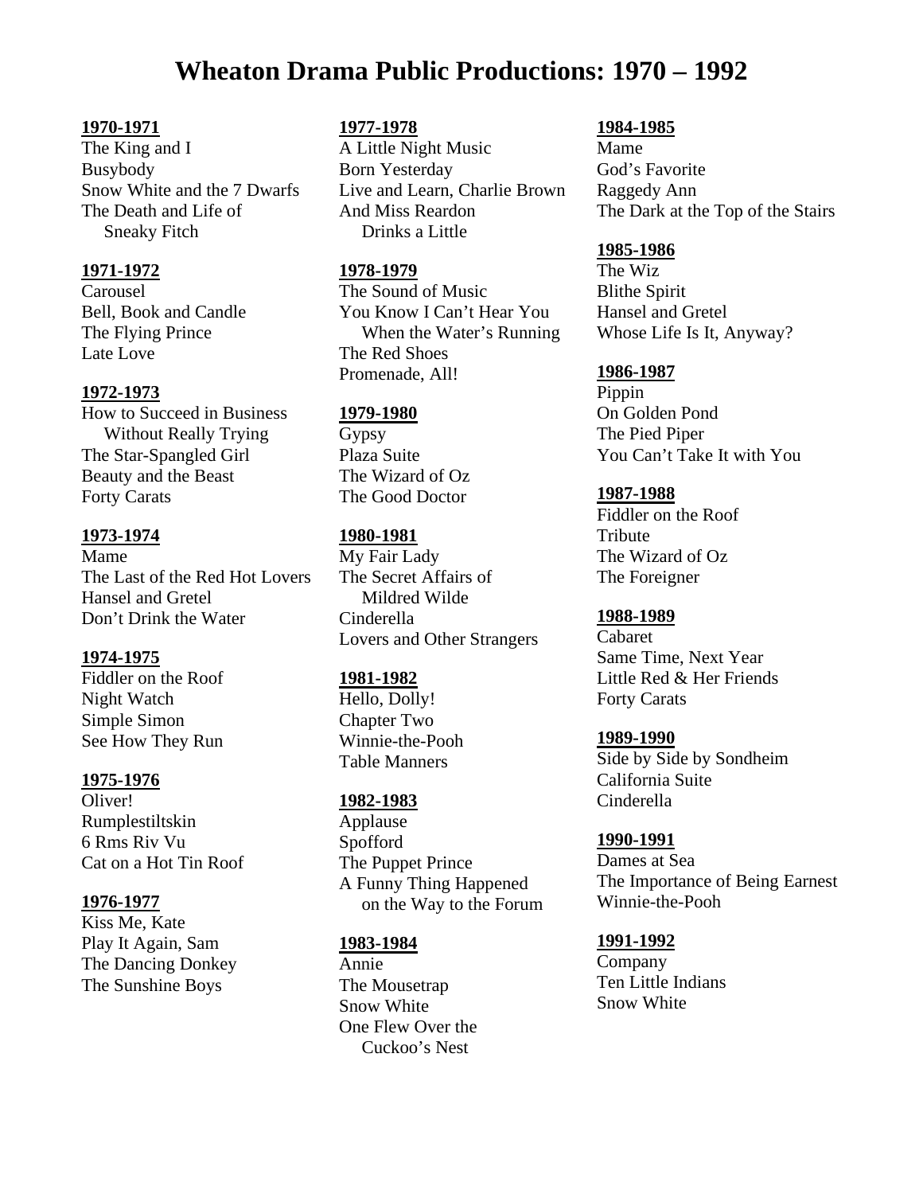# Wheaton Drama Public Productions: 1970 – 1992

**1970-1971**
The King and I
Busybody
Snow White and the 7 Dwarfs
The Death and Life of Sneaky Fitch

**1971-1972**
Carousel
Bell, Book and Candle
The Flying Prince
Late Love

**1972-1973**
How to Succeed in Business Without Really Trying
The Star-Spangled Girl
Beauty and the Beast
Forty Carats

**1973-1974**
Mame
The Last of the Red Hot Lovers
Hansel and Gretel
Don't Drink the Water

**1974-1975**
Fiddler on the Roof
Night Watch
Simple Simon
See How They Run

**1975-1976**
Oliver!
Rumplestiltskin
6 Rms Riv Vu
Cat on a Hot Tin Roof

**1976-1977**
Kiss Me, Kate
Play It Again, Sam
The Dancing Donkey
The Sunshine Boys

**1977-1978**
A Little Night Music
Born Yesterday
Live and Learn, Charlie Brown
And Miss Reardon Drinks a Little

**1978-1979**
The Sound of Music
You Know I Can't Hear You When the Water's Running
The Red Shoes
Promenade, All!

**1979-1980**
Gypsy
Plaza Suite
The Wizard of Oz
The Good Doctor

**1980-1981**
My Fair Lady
The Secret Affairs of Mildred Wilde
Cinderella
Lovers and Other Strangers

**1981-1982**
Hello, Dolly!
Chapter Two
Winnie-the-Pooh
Table Manners

**1982-1983**
Applause
Spofford
The Puppet Prince
A Funny Thing Happened on the Way to the Forum

**1983-1984**
Annie
The Mousetrap
Snow White
One Flew Over the Cuckoo's Nest

**1984-1985**
Mame
God's Favorite
Raggedy Ann
The Dark at the Top of the Stairs

**1985-1986**
The Wiz
Blithe Spirit
Hansel and Gretel
Whose Life Is It, Anyway?

**1986-1987**
Pippin
On Golden Pond
The Pied Piper
You Can't Take It with You

**1987-1988**
Fiddler on the Roof
Tribute
The Wizard of Oz
The Foreigner

**1988-1989**
Cabaret
Same Time, Next Year
Little Red & Her Friends
Forty Carats

**1989-1990**
Side by Side by Sondheim
California Suite
Cinderella

**1990-1991**
Dames at Sea
The Importance of Being Earnest
Winnie-the-Pooh

**1991-1992**
Company
Ten Little Indians
Snow White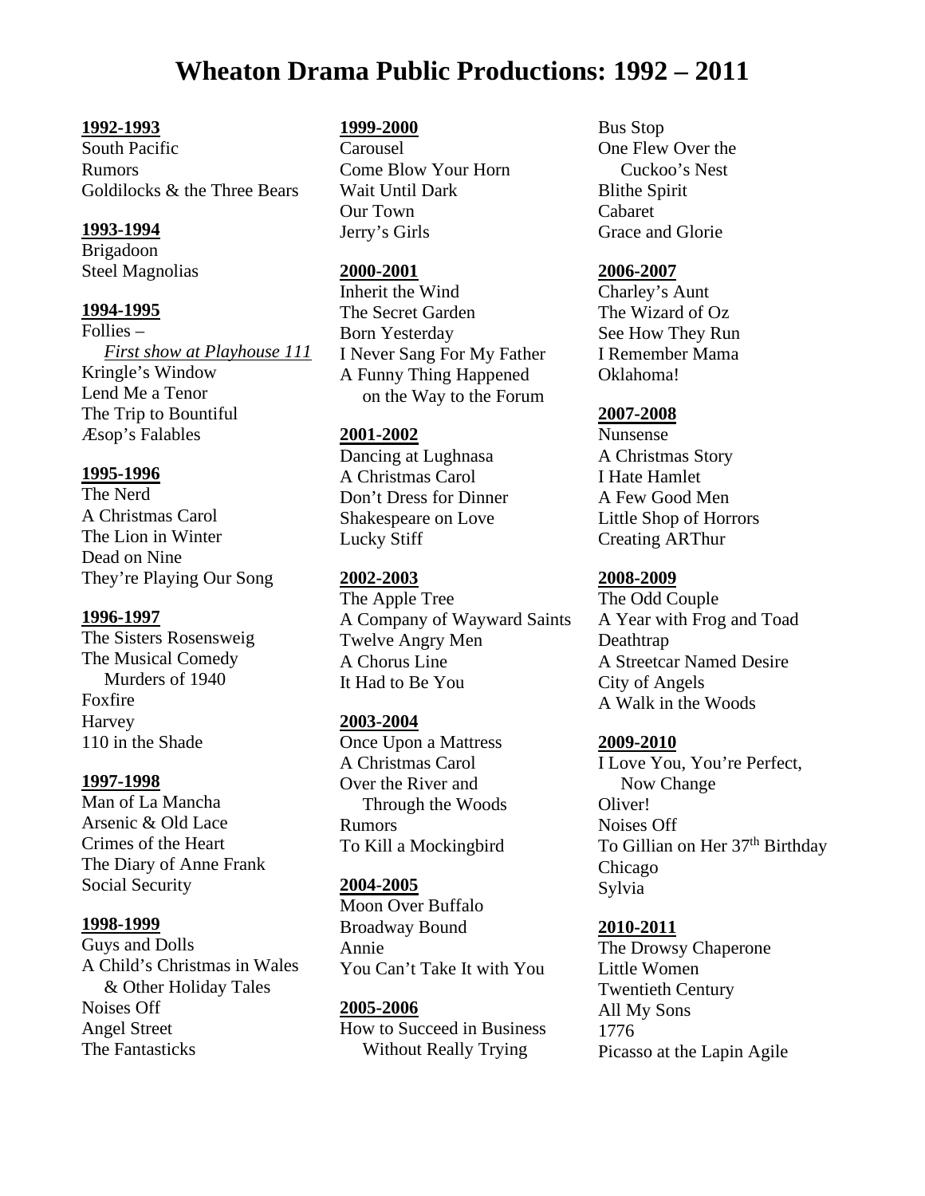# Wheaton Drama Public Productions: 1992 – 2011

**1992-1993**

South Pacific
Rumors
Goldilocks & the Three Bears

**1993-1994**

Brigadoon
Steel Magnolias

**1994-1995**

Follies – *First show at Playhouse 111*
Kringle's Window
Lend Me a Tenor
The Trip to Bountiful
Æsop's Falables

**1995-1996**

The Nerd
A Christmas Carol
The Lion in Winter
Dead on Nine
They're Playing Our Song

**1996-1997**

The Sisters Rosensweig
The Musical Comedy Murders of 1940
Foxfire
Harvey
110 in the Shade

**1997-1998**

Man of La Mancha
Arsenic & Old Lace
Crimes of the Heart
The Diary of Anne Frank
Social Security

**1998-1999**

Guys and Dolls
A Child's Christmas in Wales & Other Holiday Tales
Noises Off
Angel Street
The Fantasticks

**1999-2000**

Carousel
Come Blow Your Horn
Wait Until Dark
Our Town
Jerry's Girls

**2000-2001**

Inherit the Wind
The Secret Garden
Born Yesterday
I Never Sang For My Father
A Funny Thing Happened on the Way to the Forum

**2001-2002**

Dancing at Lughnasa
A Christmas Carol
Don't Dress for Dinner
Shakespeare on Love
Lucky Stiff

**2002-2003**

The Apple Tree
A Company of Wayward Saints
Twelve Angry Men
A Chorus Line
It Had to Be You

**2003-2004**

Once Upon a Mattress
A Christmas Carol
Over the River and Through the Woods
Rumors
To Kill a Mockingbird

**2004-2005**

Moon Over Buffalo
Broadway Bound
Annie
You Can't Take It with You

**2005-2006**

How to Succeed in Business Without Really Trying
Bus Stop
One Flew Over the Cuckoo's Nest
Blithe Spirit
Cabaret
Grace and Glorie

**2006-2007**

Charley's Aunt
The Wizard of Oz
See How They Run
I Remember Mama
Oklahoma!

**2007-2008**

Nunsense
A Christmas Story
I Hate Hamlet
A Few Good Men
Little Shop of Horrors
Creating ARThur

**2008-2009**

The Odd Couple
A Year with Frog and Toad
Deathtrap
A Streetcar Named Desire
City of Angels
A Walk in the Woods

**2009-2010**

I Love You, You're Perfect, Now Change
Oliver!
Noises Off
To Gillian on Her 37th Birthday
Chicago
Sylvia

**2010-2011**

The Drowsy Chaperone
Little Women
Twentieth Century
All My Sons
1776
Picasso at the Lapin Agile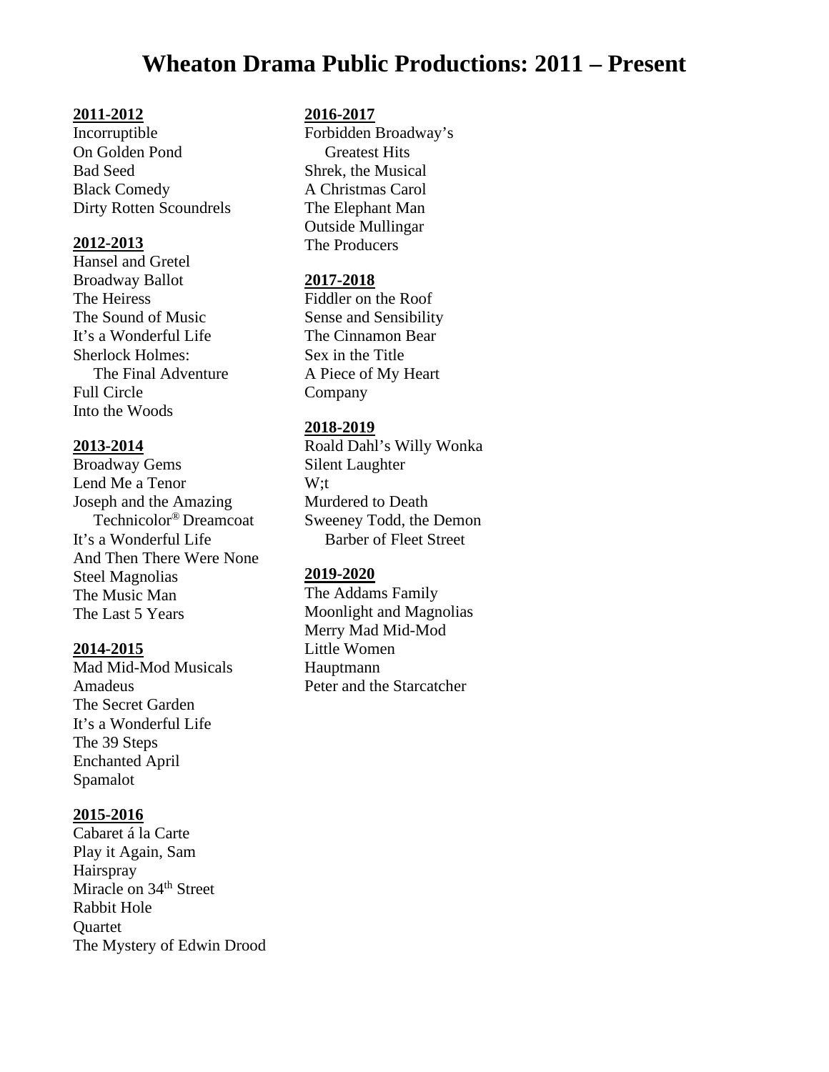# Wheaton Drama Public Productions: 2011 – Present

**2011-2012**

Incorruptible
On Golden Pond
Bad Seed
Black Comedy
Dirty Rotten Scoundrels

**2012-2013**

Hansel and Gretel
Broadway Ballot
The Heiress
The Sound of Music
It's a Wonderful Life
Sherlock Holmes: The Final Adventure
Full Circle
Into the Woods

**2013-2014**

Broadway Gems
Lend Me a Tenor
Joseph and the Amazing Technicolor® Dreamcoat
It's a Wonderful Life
And Then There Were None
Steel Magnolias
The Music Man
The Last 5 Years

**2014-2015**

Mad Mid-Mod Musicals
Amadeus
The Secret Garden
It's a Wonderful Life
The 39 Steps
Enchanted April
Spamalot

**2015-2016**

Cabaret á la Carte
Play it Again, Sam
Hairspray
Miracle on 34th Street
Rabbit Hole
Quartet
The Mystery of Edwin Drood

**2016-2017**

Forbidden Broadway's Greatest Hits
Shrek, the Musical
A Christmas Carol
The Elephant Man
Outside Mullingar
The Producers

**2017-2018**

Fiddler on the Roof
Sense and Sensibility
The Cinnamon Bear
Sex in the Title
A Piece of My Heart
Company

**2018-2019**

Roald Dahl's Willy Wonka
Silent Laughter
W;t
Murdered to Death
Sweeney Todd, the Demon Barber of Fleet Street

**2019-2020**

The Addams Family
Moonlight and Magnolias
Merry Mad Mid-Mod
Little Women
Hauptmann
Peter and the Starcatcher